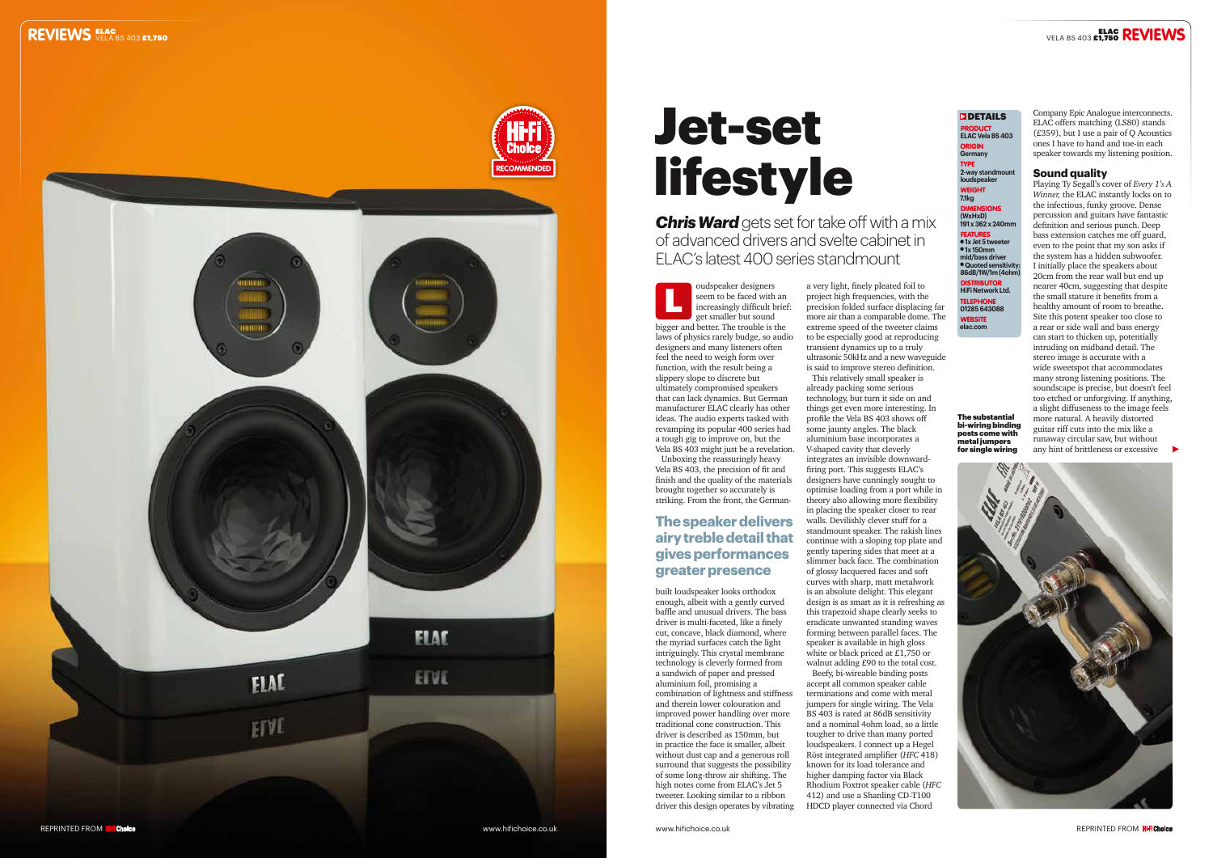# Jet-set lifestyle

***Chris Ward*** gets set for take off with a mix of advanced drivers and svelte cabinet in ELAC's latest 400 series standmount

Loudspeaker designers seem to be faced with an increasingly difficult brief: get smaller but sound bigger and better. The trouble is the laws of physics rarely budge, so audio designers and many listeners often feel the need to weigh form over function, with the result being a slippery slope to discrete but ultimately compromised speakers that can lack dynamics. But German manufacturer ELAC clearly has other ideas. The audio experts tasked with revamping its popular 400 series had a tough gig to improve on, but the Vela BS 403 might just be a revelation.

Unboxing the reassuringly heavy Vela BS 403, the precision of fit and finish and the quality of the materials brought together so accurately is striking. From the front, the German-built loudspeaker looks orthodox enough, albeit with a gently curved baffle and unusual drivers. The bass driver is multi-faceted, like a finely cut, concave, black diamond, where the myriad surfaces catch the light intriguingly. This crystal membrane technology is cleverly formed from a sandwich of paper and pressed aluminium foil, promising a combination of lightness and stiffness and therein lower colouration and improved power handling over more traditional cone construction. This driver is described as 150mm, but in practice the face is smaller, albeit without dust cap and a generous roll surround that suggests the possibility of some long-throw air shifting. The high notes come from ELAC's Jet 5 tweeter. Looking similar to a ribbon driver this design operates by vibrating a very light, finely pleated foil to project high frequencies, with the precision folded surface displacing far more air than a comparable dome. The extreme speed of the tweeter claims to be especially good at reproducing transient dynamics up to a truly ultrasonic 50kHz and a new waveguide is said to improve stereo definition.

**The speaker delivers airy treble detail that gives performances greater presence**

This relatively small speaker is already packing some serious technology, but turn it side on and things get even more interesting. In profile the Vela BS 403 shows off some jaunty angles. The black aluminium base incorporates a V-shaped cavity that cleverly integrates an invisible downward-firing port. This suggests ELAC's designers have cunningly sought to optimise loading from a port while in theory also allowing more flexibility in placing the speaker closer to rear walls. Devilishly clever stuff for a standmount speaker. The rakish lines continue with a sloping top plate and gently tapering sides that meet at a slimmer back face. The combination of glossy lacquered faces and soft curves with sharp, matt metalwork is an absolute delight. This elegant design is as smart as it is refreshing as this trapezoid shape clearly seeks to eradicate unwanted standing waves forming between parallel faces. The speaker is available in high gloss white or black priced at £1,750 or walnut adding £90 to the total cost.

Beefy, bi-wireable binding posts accept all common speaker cable terminations and come with metal jumpers for single wiring. The Vela BS 403 is rated at 86dB sensitivity and a nominal 4ohm load, so a little tougher to drive than many ported loudspeakers. I connect up a Hegel Röst integrated amplifier (*HFC* 418) known for its load tolerance and higher damping factor via Black Rhodium Foxtrot speaker cable (*HFC* 412) and use a Shanling CD-T100 HDCD player connected via Chord Company Epic Analogue interconnects. ELAC offers matching (LS80) stands (£359), but I use a pair of Q Acoustics ones I have to hand and toe-in each speaker towards my listening position.

### DETAILS

**PRODUCT**
ELAC Vela BS 403

**ORIGIN**
Germany

**TYPE**
2-way standmount loudspeaker

**WEIGHT**
7.1kg

**DIMENSIONS (WxHxD)**
191 x 362 x 240mm

**FEATURES**
- 1x Jet 5 tweeter
- 1x 150mm mid/bass driver
- Quoted sensitivity: 86dB/1W/1m (4ohm)

**DISTRIBUTOR**
HiFi Network Ltd.

**TELEPHONE**
01285 643088

**WEBSITE**
elac.com

**The substantial bi-wiring binding posts come with metal jumpers for single wiring**

## Sound quality

Playing Ty Segall's cover of *Every 1's A Winner,* the ELAC instantly locks on to the infectious, funky groove. Dense percussion and guitars have fantastic definition and serious punch. Deep bass extension catches me off guard, even to the point that my son asks if the system has a hidden subwoofer. I initially place the speakers about 20cm from the rear wall but end up nearer 40cm, suggesting that despite the small stature it benefits from a healthy amount of room to breathe. Site this potent speaker too close to a rear or side wall and bass energy can start to thicken up, potentially intruding on midband detail. The stereo image is accurate with a wide sweetspot that accommodates many strong listening positions. The soundscape is precise, but doesn't feel too etched or unforgiving. If anything, a slight diffuseness to the image feels more natural. A heavily distorted guitar riff cuts into the mix like a runaway circular saw, but without any hint of brittleness or excessive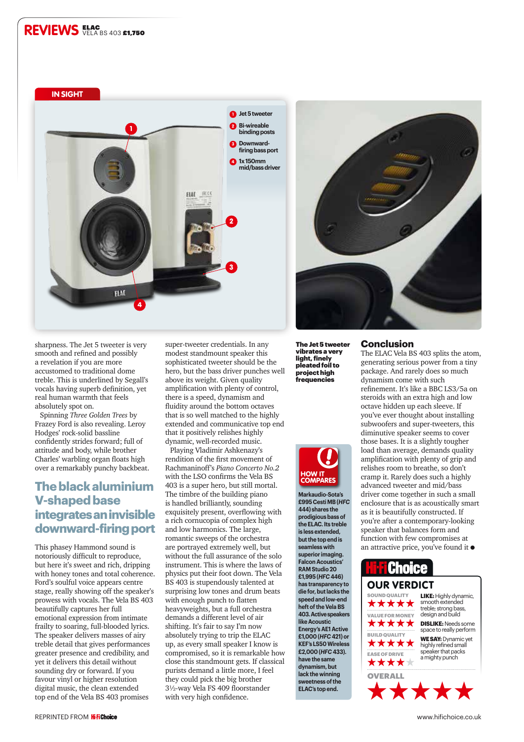## IN SIGHT

1. Jet 5 tweeter
2. Bi-wireable binding posts
3. Downward-firing bass port
4. 1x 150mm mid/bass driver

sharpness. The Jet 5 tweeter is very smooth and refined and possibly a revelation if you are more accustomed to traditional dome treble. This is underlined by Segall's vocals having superb definition, yet real human warmth that feels absolutely spot on.

Spinning *Three Golden Trees* by Frazey Ford is also revealing. Leroy Hodges' rock-solid bassline confidently strides forward; full of attitude and body, while brother Charles' warbling organ floats high over a remarkably punchy backbeat.

### The black aluminium V-shaped base integrates an invisible downward-firing port

This phasey Hammond sound is notoriously difficult to reproduce, but here it's sweet and rich, dripping with honey tones and total coherence. Ford's soulful voice appears centre stage, really showing off the speaker's prowess with vocals. The Vela BS 403 beautifully captures her full emotional expression from intimate frailty to soaring, full-blooded lyrics. The speaker delivers masses of airy treble detail that gives performances greater presence and credibility, and yet it delivers this detail without sounding dry or forward. If you favour vinyl or higher resolution digital music, the clean extended top end of the Vela BS 403 promises super-tweeter credentials. In any modest standmount speaker this sophisticated tweeter should be the hero, but the bass driver punches well above its weight. Given quality amplification with plenty of control, there is a speed, dynamism and fluidity around the bottom octaves that is so well matched to the highly extended and communicative top end that it positively relishes highly dynamic, well-recorded music.

Playing Vladimir Ashkenazy's rendition of the first movement of Rachmaninoff's *Piano Concerto No.2* with the LSO confirms the Vela BS 403 is a super hero, but still mortal. The timbre of the building piano is handled brilliantly, sounding exquisitely present, overflowing with a rich cornucopia of complex high and low harmonics. The large, romantic sweeps of the orchestra are portrayed extremely well, but without the full assurance of the solo instrument. This is where the laws of physics put their foot down. The Vela BS 403 is stupendously talented at surprising low tones and drum beats with enough punch to flatten heavyweights, but a full orchestra demands a different level of air shifting. It's fair to say I'm now absolutely trying to trip the ELAC up, as every small speaker I know is compromised, so it is remarkable how close this standmount gets. If classical purists demand a little more, I feel they could pick the big brother 3½-way Vela FS 409 floorstander with very high confidence.

**The Jet 5 tweeter vibrates a very light, finely pleated foil to project high frequencies**

### HOW IT COMPARES

**Markaudio-Sota's £995 Cesti MB (*HFC* 444) shares the prodigious bass of the ELAC. Its treble is less extended, but the top end is seamless with superior imaging. Falcon Acoustics' RAM Studio 20 £1,995 (*HFC* 446) has transparency to die for, but lacks the speed and low-end heft of the Vela BS 403. Active speakers like Acoustic Energy's AE1 Active £1,000 (*HFC* 421) or KEF's LS50 Wireless £2,000 (*HFC* 433). have the same dynamism, but lack the winning sweetness of the ELAC's top end.**

## Conclusion

The ELAC Vela BS 403 splits the atom, generating serious power from a tiny package. And rarely does so much dynamism come with such refinement. It's like a BBC LS3/5a on steroids with an extra high and low octave hidden up each sleeve. If you've ever thought about installing subwoofers and super-tweeters, this diminutive speaker seems to cover those bases. It is a slightly tougher load than average, demands quality amplification with plenty of grip and relishes room to breathe, so don't cramp it. Rarely does such a highly advanced tweeter and mid/bass driver come together in such a small enclosure that is as acoustically smart as it is beautifully constructed. If you're after a contemporary-looking speaker that balances form and function with few compromises at an attractive price, you've found it ●

### Hi-Fi Choice — OUR VERDICT

| | |
|---|---|
| SOUND QUALITY | ★★★★★ |
| VALUE FOR MONEY | ★★★★★ |
| BUILD QUALITY | ★★★★★ |
| EASE OF DRIVE | ★★★★☆ |
| OVERALL | ★★★★★ |

**LIKE:** Highly dynamic, smooth extended treble; strong bass, design and build

**DISLIKE:** Needs some space to really perform

**WE SAY:** Dynamic yet highly refined small speaker that packs a mighty punch

REPRINTED FROM Hi-Fi Choice — www.hifichoice.co.uk